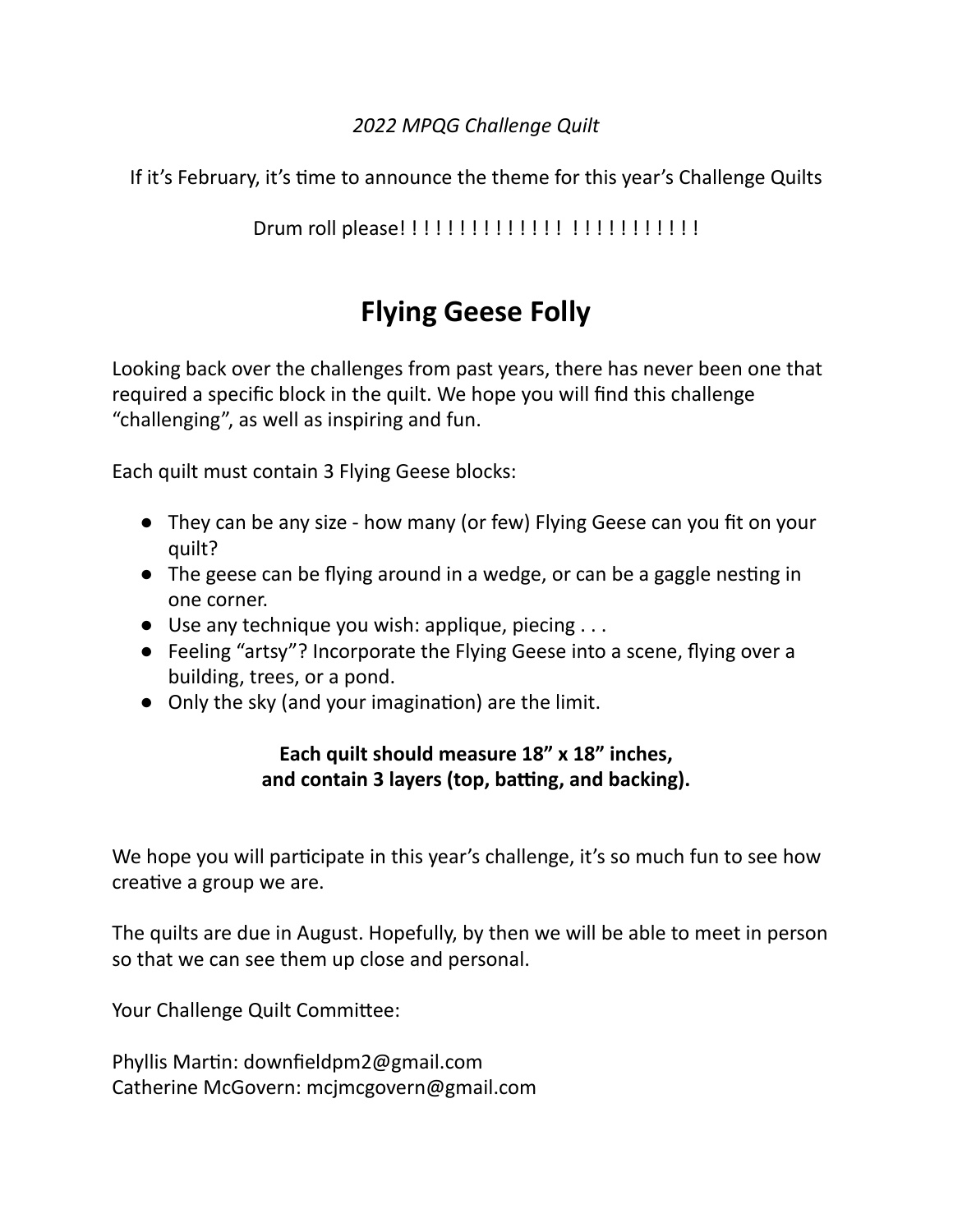*2022 MPQG Challenge Quilt*

If it's February, it's time to announce the theme for this year's Challenge Quilts

Drum roll please! ! ! ! ! ! ! ! ! ! ! ! ! ! ! ! ! ! ! ! ! ! ! ! !

# Flying Geese Folly

Looking back over the challenges from past years, there has never been one that required a specific block in the quilt. We hope you will find this challenge "challenging", as well as inspiring and fun.

Each quilt must contain 3 Flying Geese blocks:

- They can be any size - how many (or few) Flying Geese can you fit on your quilt?
- The geese can be flying around in a wedge, or can be a gaggle nesting in one corner.
- Use any technique you wish: applique, piecing . . .
- Feeling "artsy"? Incorporate the Flying Geese into a scene, flying over a building, trees, or a pond.
- Only the sky (and your imagination) are the limit.

**Each quilt should measure 18" x 18" inches, and contain 3 layers (top, batting, and backing).**

We hope you will participate in this year's challenge, it's so much fun to see how creative a group we are.

The quilts are due in August. Hopefully, by then we will be able to meet in person so that we can see them up close and personal.

Your Challenge Quilt Committee:

Phyllis Martin: downfieldpm2@gmail.com
Catherine McGovern: mcjmcgovern@gmail.com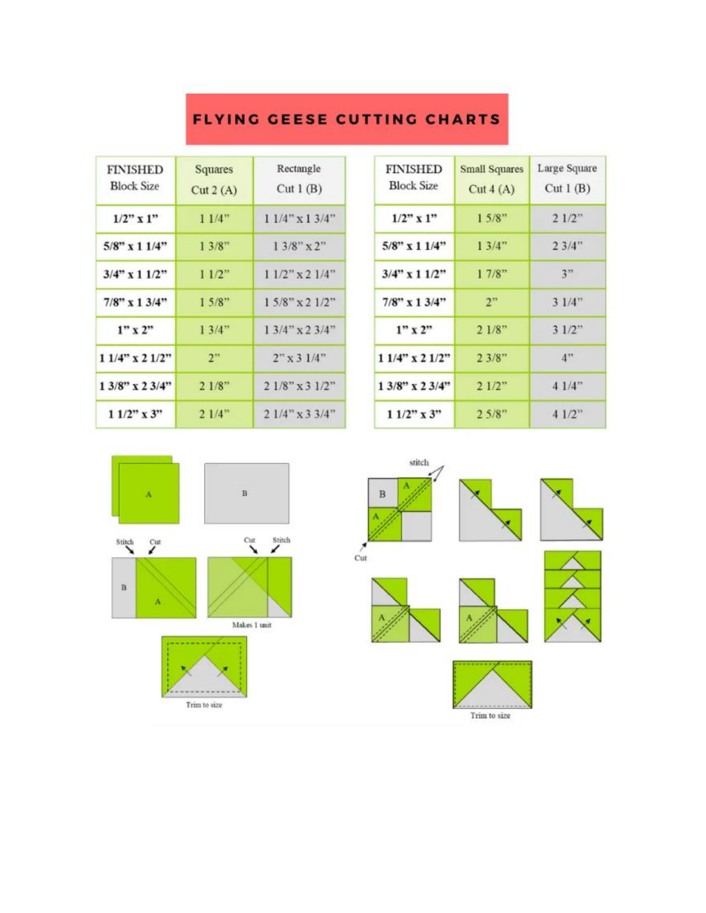# FLYING GEESE CUTTING CHARTS

| FINISHED Block Size | Squares Cut 2 (A) | Rectangle Cut 1 (B) |
|---|---|---|
| 1/2" x 1" | 1 1/4" | 1 1/4" x 1 3/4" |
| 5/8" x 1 1/4" | 1 3/8" | 1 3/8" x 2" |
| 3/4" x 1 1/2" | 1 1/2" | 1 1/2" x 2 1/4" |
| 7/8" x 1 3/4" | 1 5/8" | 1 5/8" x 2 1/2" |
| 1" x 2" | 1 3/4" | 1 3/4" x 2 3/4" |
| 1 1/4" x 2 1/2" | 2" | 2" x 3 1/4" |
| 1 3/8" x 2 3/4" | 2 1/8" | 2 1/8" x 3 1/2" |
| 1 1/2" x 3" | 2 1/4" | 2 1/4" x 3 3/4" |

| FINISHED Block Size | Small Squares Cut 4 (A) | Large Square Cut 1 (B) |
|---|---|---|
| 1/2" x 1" | 1 5/8" | 2 1/2" |
| 5/8" x 1 1/4" | 1 3/4" | 2 3/4" |
| 3/4" x 1 1/2" | 1 7/8" | 3" |
| 7/8" x 1 3/4" | 2" | 3 1/4" |
| 1" x 2" | 2 1/8" | 3 1/2" |
| 1 1/4" x 2 1/2" | 2 3/8" | 4" |
| 1 3/8" x 2 3/4" | 2 1/2" | 4 1/4" |
| 1 1/2" x 3" | 2 5/8" | 4 1/2" |

A

B

Stitch

Cut

B

A

Cut

Stitch

Makes 1 unit

Trim to size

stitch

B

A

A

Cut

A

A

Trim to size